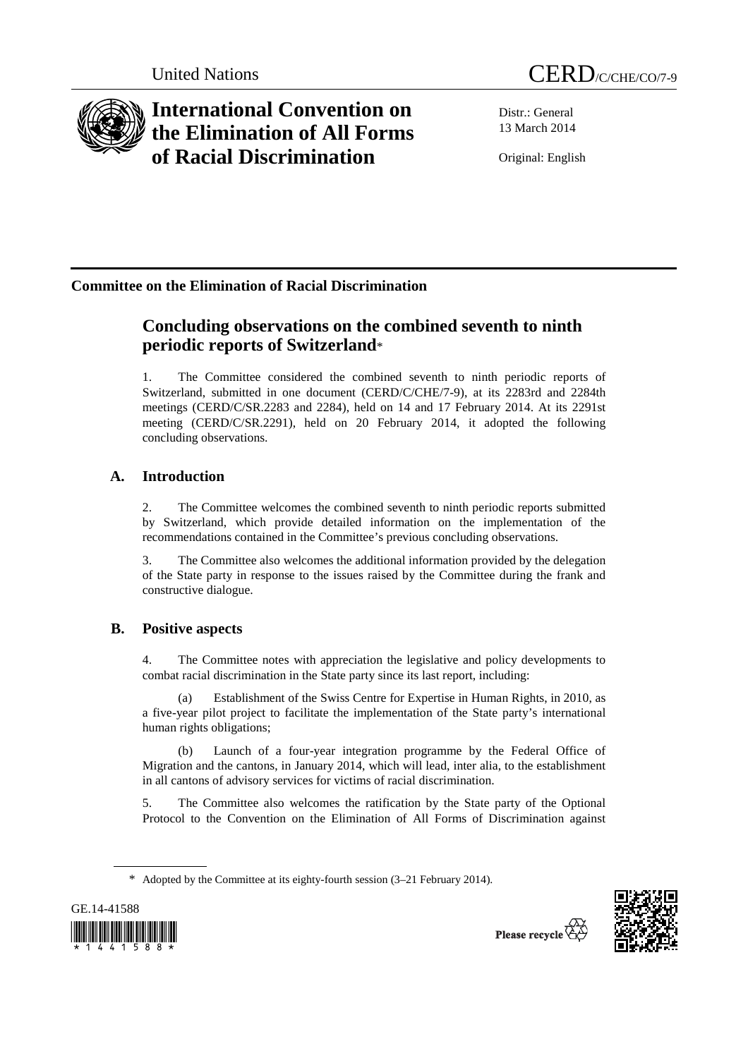United Nations CERD/C/CHE/CO/7-9

# International Convention on the Elimination of All Forms of Racial Discrimination

Distr.: General
13 March 2014

Original: English

## Committee on the Elimination of Racial Discrimination

# Concluding observations on the combined seventh to ninth periodic reports of Switzerland*

1. The Committee considered the combined seventh to ninth periodic reports of Switzerland, submitted in one document (CERD/C/CHE/7-9), at its 2283rd and 2284th meetings (CERD/C/SR.2283 and 2284), held on 14 and 17 February 2014. At its 2291st meeting (CERD/C/SR.2291), held on 20 February 2014, it adopted the following concluding observations.

## A. Introduction

2. The Committee welcomes the combined seventh to ninth periodic reports submitted by Switzerland, which provide detailed information on the implementation of the recommendations contained in the Committee's previous concluding observations.

3. The Committee also welcomes the additional information provided by the delegation of the State party in response to the issues raised by the Committee during the frank and constructive dialogue.

## B. Positive aspects

4. The Committee notes with appreciation the legislative and policy developments to combat racial discrimination in the State party since its last report, including:

(a) Establishment of the Swiss Centre for Expertise in Human Rights, in 2010, as a five-year pilot project to facilitate the implementation of the State party's international human rights obligations;

(b) Launch of a four-year integration programme by the Federal Office of Migration and the cantons, in January 2014, which will lead, inter alia, to the establishment in all cantons of advisory services for victims of racial discrimination.

5. The Committee also welcomes the ratification by the State party of the Optional Protocol to the Convention on the Elimination of All Forms of Discrimination against

* Adopted by the Committee at its eighty-fourth session (3–21 February 2014).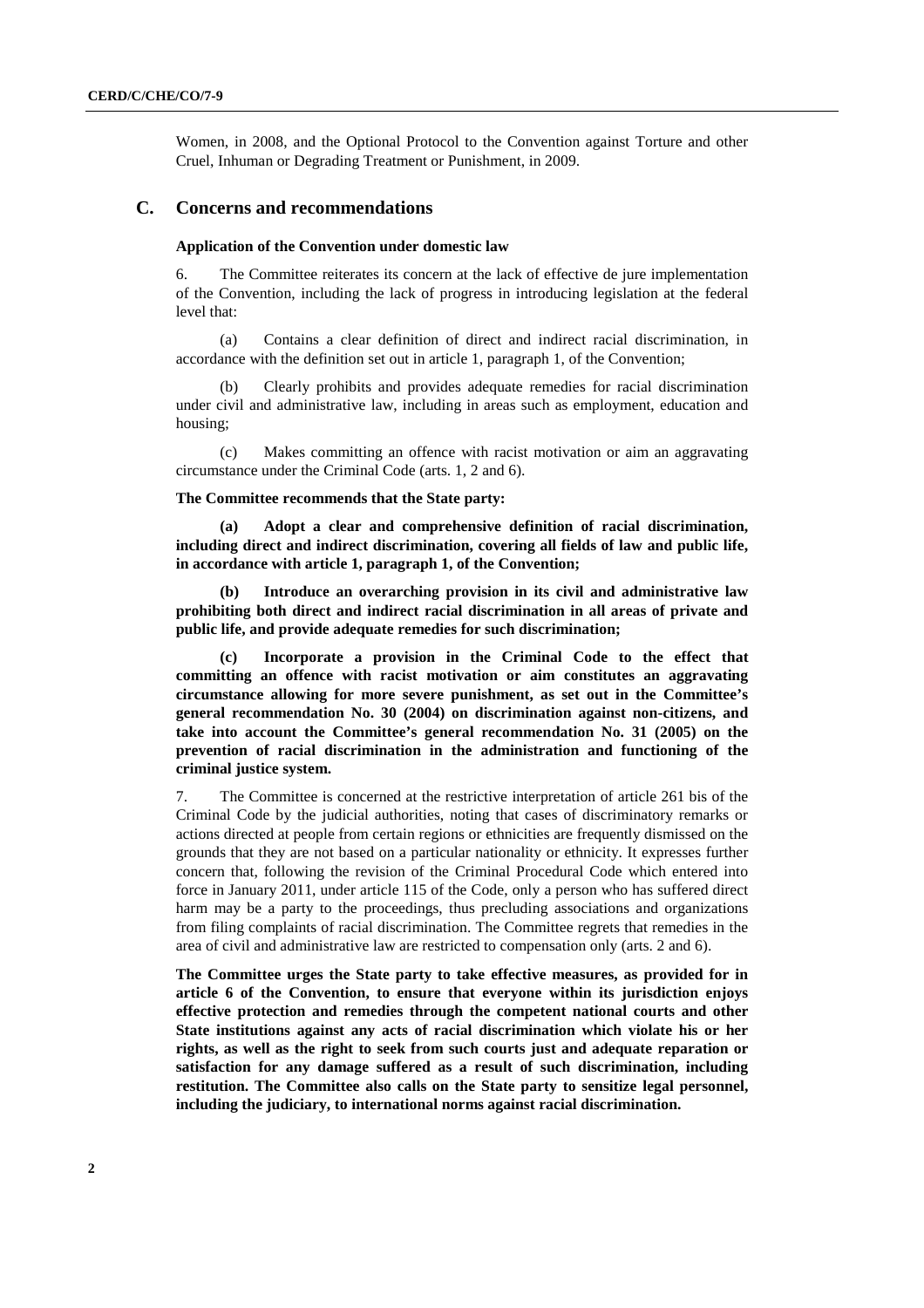Women, in 2008, and the Optional Protocol to the Convention against Torture and other Cruel, Inhuman or Degrading Treatment or Punishment, in 2009.

## C. Concerns and recommendations

### Application of the Convention under domestic law

6. The Committee reiterates its concern at the lack of effective de jure implementation of the Convention, including the lack of progress in introducing legislation at the federal level that:

(a) Contains a clear definition of direct and indirect racial discrimination, in accordance with the definition set out in article 1, paragraph 1, of the Convention;

(b) Clearly prohibits and provides adequate remedies for racial discrimination under civil and administrative law, including in areas such as employment, education and housing;

(c) Makes committing an offence with racist motivation or aim an aggravating circumstance under the Criminal Code (arts. 1, 2 and 6).

**The Committee recommends that the State party:**

**(a) Adopt a clear and comprehensive definition of racial discrimination, including direct and indirect discrimination, covering all fields of law and public life, in accordance with article 1, paragraph 1, of the Convention;**

**(b) Introduce an overarching provision in its civil and administrative law prohibiting both direct and indirect racial discrimination in all areas of private and public life, and provide adequate remedies for such discrimination;**

**(c) Incorporate a provision in the Criminal Code to the effect that committing an offence with racist motivation or aim constitutes an aggravating circumstance allowing for more severe punishment, as set out in the Committee's general recommendation No. 30 (2004) on discrimination against non-citizens, and take into account the Committee's general recommendation No. 31 (2005) on the prevention of racial discrimination in the administration and functioning of the criminal justice system.**

7. The Committee is concerned at the restrictive interpretation of article 261 bis of the Criminal Code by the judicial authorities, noting that cases of discriminatory remarks or actions directed at people from certain regions or ethnicities are frequently dismissed on the grounds that they are not based on a particular nationality or ethnicity. It expresses further concern that, following the revision of the Criminal Procedural Code which entered into force in January 2011, under article 115 of the Code, only a person who has suffered direct harm may be a party to the proceedings, thus precluding associations and organizations from filing complaints of racial discrimination. The Committee regrets that remedies in the area of civil and administrative law are restricted to compensation only (arts. 2 and 6).

**The Committee urges the State party to take effective measures, as provided for in article 6 of the Convention, to ensure that everyone within its jurisdiction enjoys effective protection and remedies through the competent national courts and other State institutions against any acts of racial discrimination which violate his or her rights, as well as the right to seek from such courts just and adequate reparation or satisfaction for any damage suffered as a result of such discrimination, including restitution. The Committee also calls on the State party to sensitize legal personnel, including the judiciary, to international norms against racial discrimination.**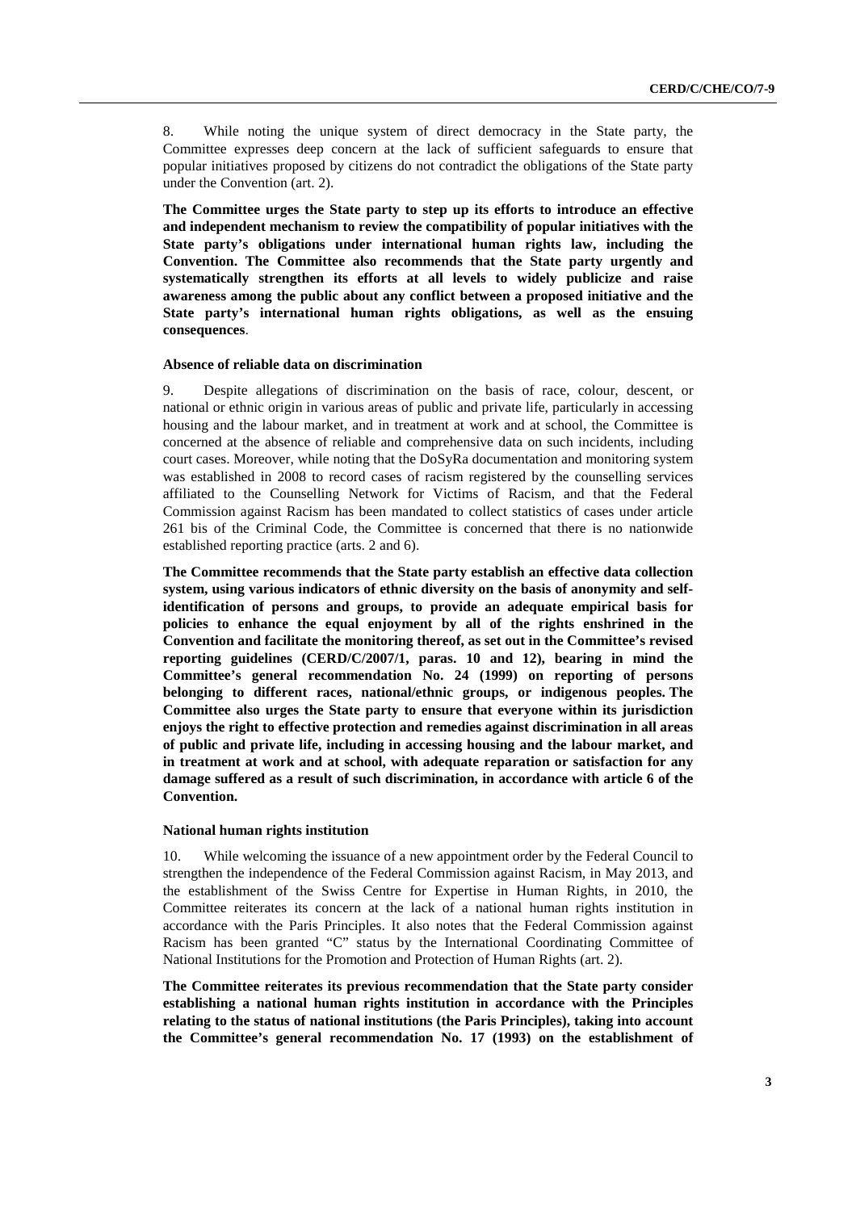8. While noting the unique system of direct democracy in the State party, the Committee expresses deep concern at the lack of sufficient safeguards to ensure that popular initiatives proposed by citizens do not contradict the obligations of the State party under the Convention (art. 2).

**The Committee urges the State party to step up its efforts to introduce an effective and independent mechanism to review the compatibility of popular initiatives with the State party's obligations under international human rights law, including the Convention. The Committee also recommends that the State party urgently and systematically strengthen its efforts at all levels to widely publicize and raise awareness among the public about any conflict between a proposed initiative and the State party's international human rights obligations, as well as the ensuing consequences**.

#### Absence of reliable data on discrimination

9. Despite allegations of discrimination on the basis of race, colour, descent, or national or ethnic origin in various areas of public and private life, particularly in accessing housing and the labour market, and in treatment at work and at school, the Committee is concerned at the absence of reliable and comprehensive data on such incidents, including court cases. Moreover, while noting that the DoSyRa documentation and monitoring system was established in 2008 to record cases of racism registered by the counselling services affiliated to the Counselling Network for Victims of Racism, and that the Federal Commission against Racism has been mandated to collect statistics of cases under article 261 bis of the Criminal Code, the Committee is concerned that there is no nationwide established reporting practice (arts. 2 and 6).

**The Committee recommends that the State party establish an effective data collection system, using various indicators of ethnic diversity on the basis of anonymity and self-identification of persons and groups, to provide an adequate empirical basis for policies to enhance the equal enjoyment by all of the rights enshrined in the Convention and facilitate the monitoring thereof, as set out in the Committee's revised reporting guidelines (CERD/C/2007/1, paras. 10 and 12), bearing in mind the Committee's general recommendation No. 24 (1999) on reporting of persons belonging to different races, national/ethnic groups, or indigenous peoples. The Committee also urges the State party to ensure that everyone within its jurisdiction enjoys the right to effective protection and remedies against discrimination in all areas of public and private life, including in accessing housing and the labour market, and in treatment at work and at school, with adequate reparation or satisfaction for any damage suffered as a result of such discrimination, in accordance with article 6 of the Convention.**

#### National human rights institution

10. While welcoming the issuance of a new appointment order by the Federal Council to strengthen the independence of the Federal Commission against Racism, in May 2013, and the establishment of the Swiss Centre for Expertise in Human Rights, in 2010, the Committee reiterates its concern at the lack of a national human rights institution in accordance with the Paris Principles. It also notes that the Federal Commission against Racism has been granted "C" status by the International Coordinating Committee of National Institutions for the Promotion and Protection of Human Rights (art. 2).

**The Committee reiterates its previous recommendation that the State party consider establishing a national human rights institution in accordance with the Principles relating to the status of national institutions (the Paris Principles), taking into account the Committee's general recommendation No. 17 (1993) on the establishment of**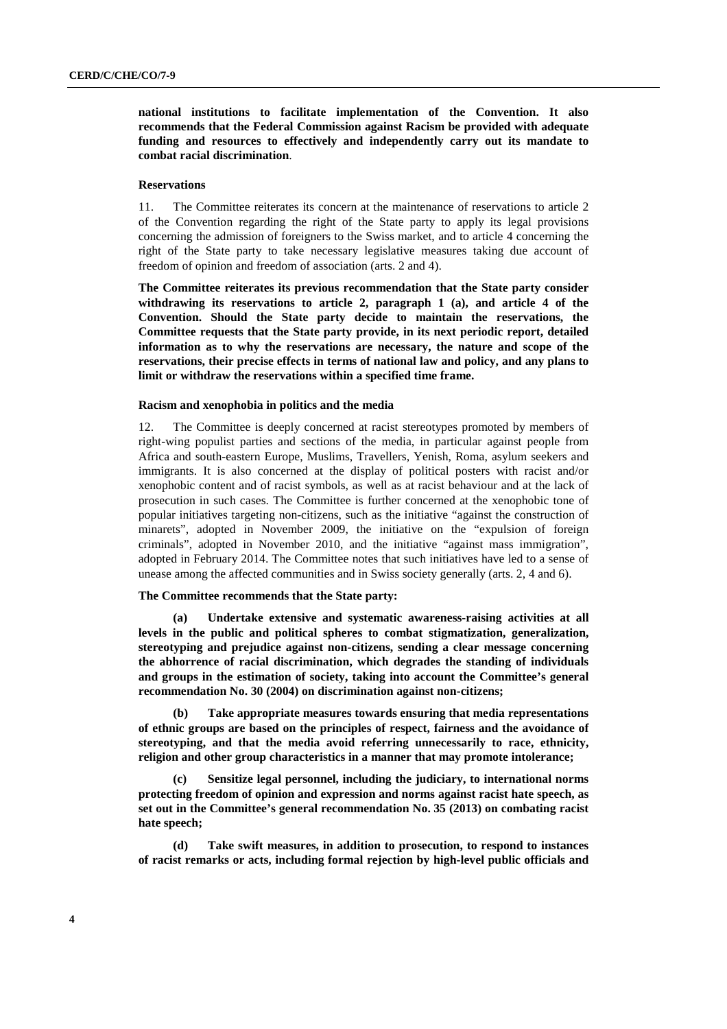**national institutions to facilitate implementation of the Convention. It also recommends that the Federal Commission against Racism be provided with adequate funding and resources to effectively and independently carry out its mandate to combat racial discrimination**.

#### Reservations

11. The Committee reiterates its concern at the maintenance of reservations to article 2 of the Convention regarding the right of the State party to apply its legal provisions concerning the admission of foreigners to the Swiss market, and to article 4 concerning the right of the State party to take necessary legislative measures taking due account of freedom of opinion and freedom of association (arts. 2 and 4).

**The Committee reiterates its previous recommendation that the State party consider withdrawing its reservations to article 2, paragraph 1 (a), and article 4 of the Convention. Should the State party decide to maintain the reservations, the Committee requests that the State party provide, in its next periodic report, detailed information as to why the reservations are necessary, the nature and scope of the reservations, their precise effects in terms of national law and policy, and any plans to limit or withdraw the reservations within a specified time frame.**

#### Racism and xenophobia in politics and the media

12. The Committee is deeply concerned at racist stereotypes promoted by members of right-wing populist parties and sections of the media, in particular against people from Africa and south-eastern Europe, Muslims, Travellers, Yenish, Roma, asylum seekers and immigrants. It is also concerned at the display of political posters with racist and/or xenophobic content and of racist symbols, as well as at racist behaviour and at the lack of prosecution in such cases. The Committee is further concerned at the xenophobic tone of popular initiatives targeting non-citizens, such as the initiative "against the construction of minarets", adopted in November 2009, the initiative on the "expulsion of foreign criminals", adopted in November 2010, and the initiative "against mass immigration", adopted in February 2014. The Committee notes that such initiatives have led to a sense of unease among the affected communities and in Swiss society generally (arts. 2, 4 and 6).

**The Committee recommends that the State party:**

**(a) Undertake extensive and systematic awareness-raising activities at all levels in the public and political spheres to combat stigmatization, generalization, stereotyping and prejudice against non-citizens, sending a clear message concerning the abhorrence of racial discrimination, which degrades the standing of individuals and groups in the estimation of society, taking into account the Committee's general recommendation No. 30 (2004) on discrimination against non-citizens;**

**(b) Take appropriate measures towards ensuring that media representations of ethnic groups are based on the principles of respect, fairness and the avoidance of stereotyping, and that the media avoid referring unnecessarily to race, ethnicity, religion and other group characteristics in a manner that may promote intolerance;**

**(c) Sensitize legal personnel, including the judiciary, to international norms protecting freedom of opinion and expression and norms against racist hate speech, as set out in the Committee's general recommendation No. 35 (2013) on combating racist hate speech;**

**(d) Take swift measures, in addition to prosecution, to respond to instances of racist remarks or acts, including formal rejection by high-level public officials and**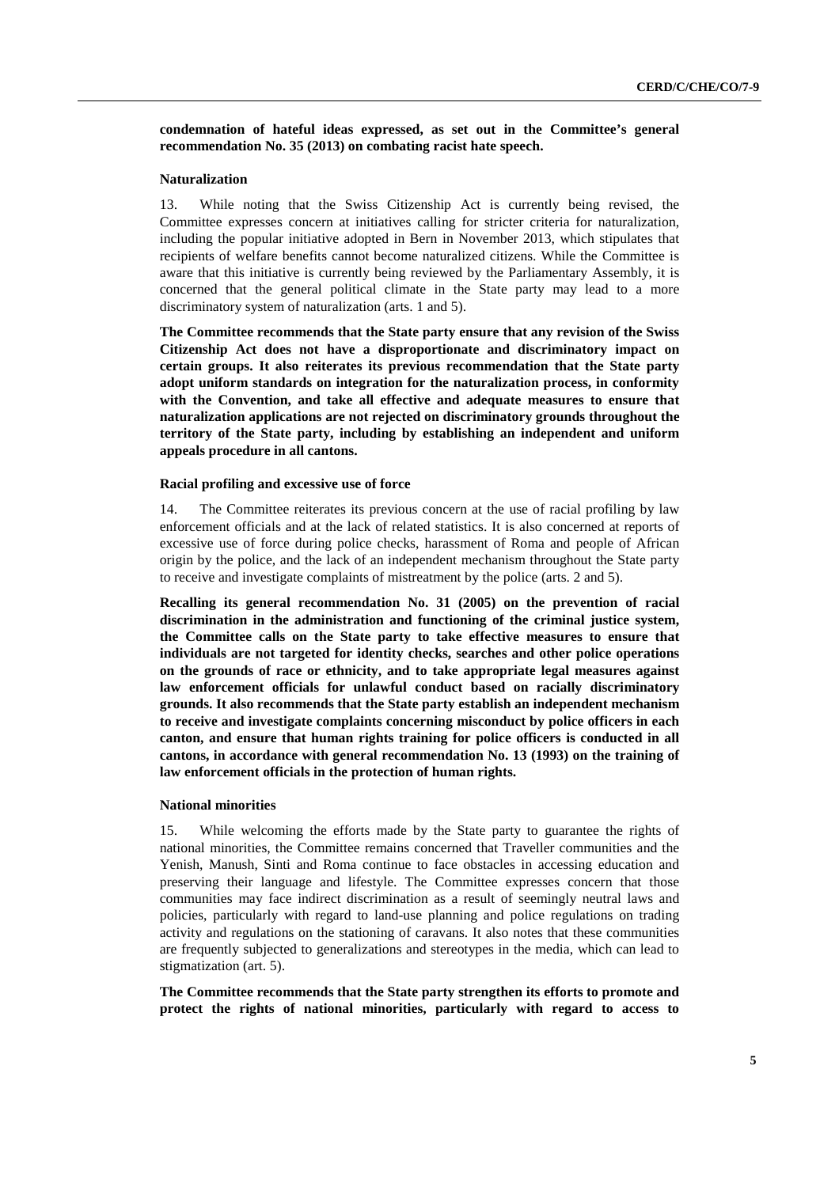**condemnation of hateful ideas expressed, as set out in the Committee's general recommendation No. 35 (2013) on combating racist hate speech.**

### Naturalization

13. While noting that the Swiss Citizenship Act is currently being revised, the Committee expresses concern at initiatives calling for stricter criteria for naturalization, including the popular initiative adopted in Bern in November 2013, which stipulates that recipients of welfare benefits cannot become naturalized citizens. While the Committee is aware that this initiative is currently being reviewed by the Parliamentary Assembly, it is concerned that the general political climate in the State party may lead to a more discriminatory system of naturalization (arts. 1 and 5).

**The Committee recommends that the State party ensure that any revision of the Swiss Citizenship Act does not have a disproportionate and discriminatory impact on certain groups. It also reiterates its previous recommendation that the State party adopt uniform standards on integration for the naturalization process, in conformity with the Convention, and take all effective and adequate measures to ensure that naturalization applications are not rejected on discriminatory grounds throughout the territory of the State party, including by establishing an independent and uniform appeals procedure in all cantons.**

### Racial profiling and excessive use of force

14. The Committee reiterates its previous concern at the use of racial profiling by law enforcement officials and at the lack of related statistics. It is also concerned at reports of excessive use of force during police checks, harassment of Roma and people of African origin by the police, and the lack of an independent mechanism throughout the State party to receive and investigate complaints of mistreatment by the police (arts. 2 and 5).

**Recalling its general recommendation No. 31 (2005) on the prevention of racial discrimination in the administration and functioning of the criminal justice system, the Committee calls on the State party to take effective measures to ensure that individuals are not targeted for identity checks, searches and other police operations on the grounds of race or ethnicity, and to take appropriate legal measures against law enforcement officials for unlawful conduct based on racially discriminatory grounds. It also recommends that the State party establish an independent mechanism to receive and investigate complaints concerning misconduct by police officers in each canton, and ensure that human rights training for police officers is conducted in all cantons, in accordance with general recommendation No. 13 (1993) on the training of law enforcement officials in the protection of human rights.**

### National minorities

15. While welcoming the efforts made by the State party to guarantee the rights of national minorities, the Committee remains concerned that Traveller communities and the Yenish, Manush, Sinti and Roma continue to face obstacles in accessing education and preserving their language and lifestyle. The Committee expresses concern that those communities may face indirect discrimination as a result of seemingly neutral laws and policies, particularly with regard to land-use planning and police regulations on trading activity and regulations on the stationing of caravans. It also notes that these communities are frequently subjected to generalizations and stereotypes in the media, which can lead to stigmatization (art. 5).

**The Committee recommends that the State party strengthen its efforts to promote and protect the rights of national minorities, particularly with regard to access to**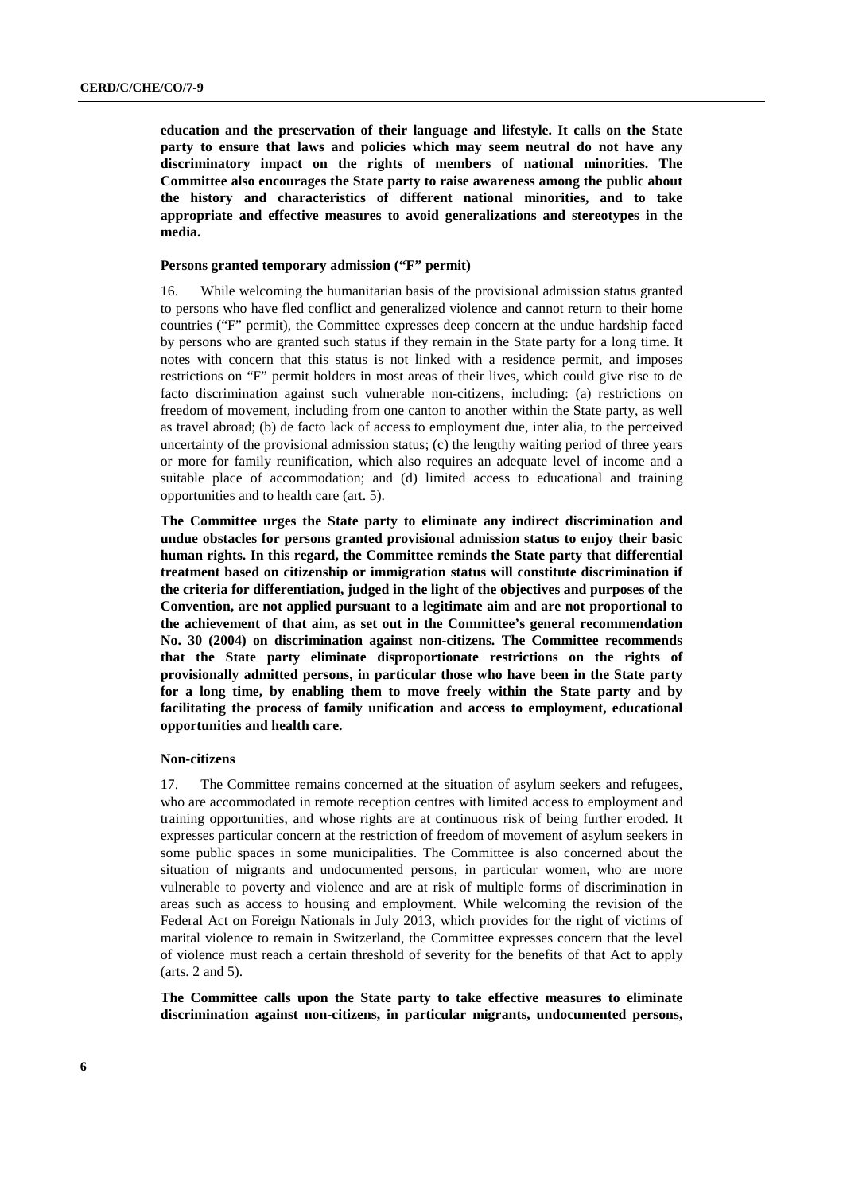**education and the preservation of their language and lifestyle. It calls on the State party to ensure that laws and policies which may seem neutral do not have any discriminatory impact on the rights of members of national minorities. The Committee also encourages the State party to raise awareness among the public about the history and characteristics of different national minorities, and to take appropriate and effective measures to avoid generalizations and stereotypes in the media.**

#### Persons granted temporary admission ("F" permit)

16. While welcoming the humanitarian basis of the provisional admission status granted to persons who have fled conflict and generalized violence and cannot return to their home countries ("F" permit), the Committee expresses deep concern at the undue hardship faced by persons who are granted such status if they remain in the State party for a long time. It notes with concern that this status is not linked with a residence permit, and imposes restrictions on "F" permit holders in most areas of their lives, which could give rise to de facto discrimination against such vulnerable non-citizens, including: (a) restrictions on freedom of movement, including from one canton to another within the State party, as well as travel abroad; (b) de facto lack of access to employment due, inter alia, to the perceived uncertainty of the provisional admission status; (c) the lengthy waiting period of three years or more for family reunification, which also requires an adequate level of income and a suitable place of accommodation; and (d) limited access to educational and training opportunities and to health care (art. 5).

**The Committee urges the State party to eliminate any indirect discrimination and undue obstacles for persons granted provisional admission status to enjoy their basic human rights. In this regard, the Committee reminds the State party that differential treatment based on citizenship or immigration status will constitute discrimination if the criteria for differentiation, judged in the light of the objectives and purposes of the Convention, are not applied pursuant to a legitimate aim and are not proportional to the achievement of that aim, as set out in the Committee's general recommendation No. 30 (2004) on discrimination against non-citizens. The Committee recommends that the State party eliminate disproportionate restrictions on the rights of provisionally admitted persons, in particular those who have been in the State party for a long time, by enabling them to move freely within the State party and by facilitating the process of family unification and access to employment, educational opportunities and health care.**

#### Non-citizens

17. The Committee remains concerned at the situation of asylum seekers and refugees, who are accommodated in remote reception centres with limited access to employment and training opportunities, and whose rights are at continuous risk of being further eroded. It expresses particular concern at the restriction of freedom of movement of asylum seekers in some public spaces in some municipalities. The Committee is also concerned about the situation of migrants and undocumented persons, in particular women, who are more vulnerable to poverty and violence and are at risk of multiple forms of discrimination in areas such as access to housing and employment. While welcoming the revision of the Federal Act on Foreign Nationals in July 2013, which provides for the right of victims of marital violence to remain in Switzerland, the Committee expresses concern that the level of violence must reach a certain threshold of severity for the benefits of that Act to apply (arts. 2 and 5).

**The Committee calls upon the State party to take effective measures to eliminate discrimination against non-citizens, in particular migrants, undocumented persons,**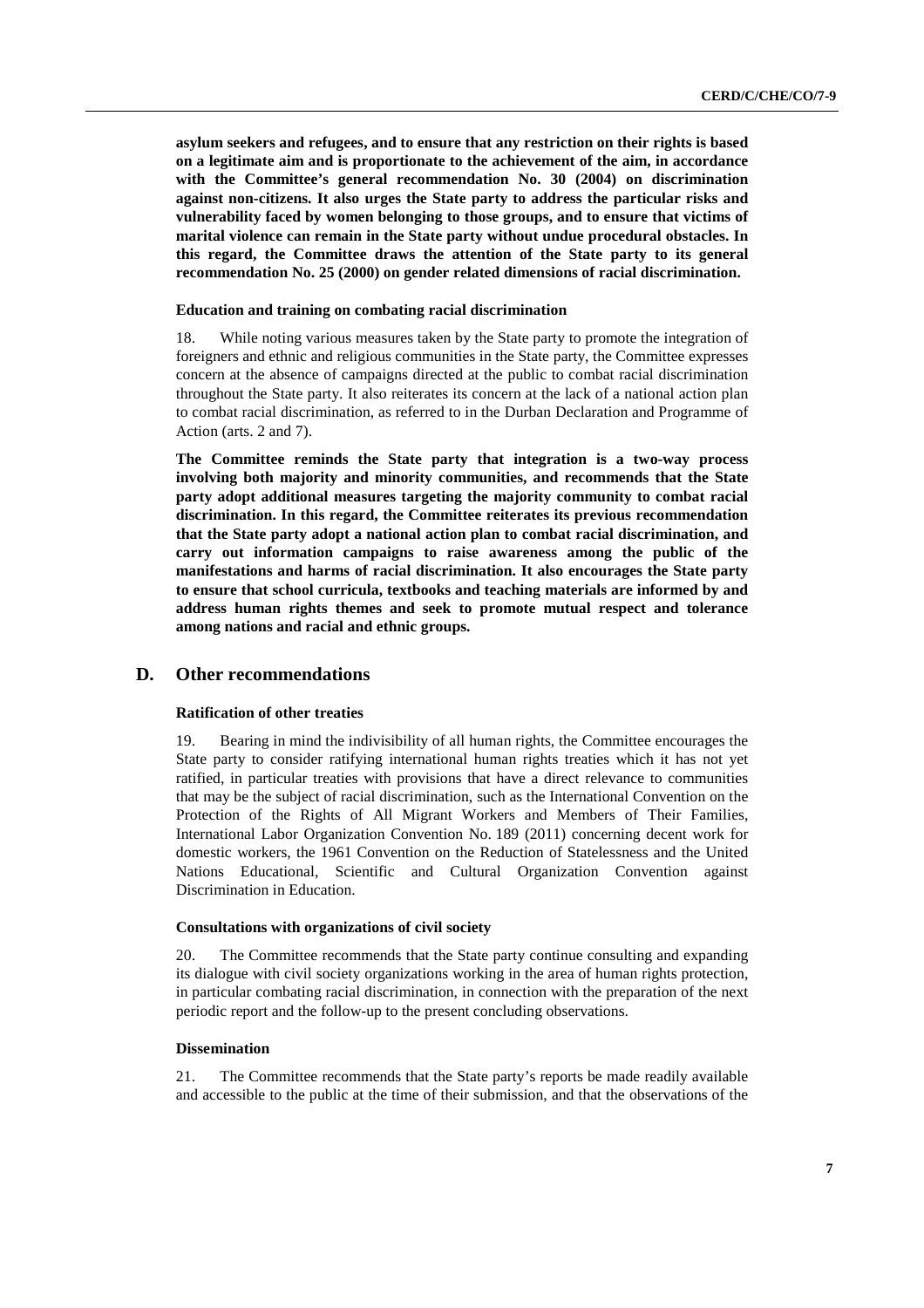**asylum seekers and refugees, and to ensure that any restriction on their rights is based on a legitimate aim and is proportionate to the achievement of the aim, in accordance with the Committee's general recommendation No. 30 (2004) on discrimination against non-citizens. It also urges the State party to address the particular risks and vulnerability faced by women belonging to those groups, and to ensure that victims of marital violence can remain in the State party without undue procedural obstacles. In this regard, the Committee draws the attention of the State party to its general recommendation No. 25 (2000) on gender related dimensions of racial discrimination.**

#### Education and training on combating racial discrimination

18. While noting various measures taken by the State party to promote the integration of foreigners and ethnic and religious communities in the State party, the Committee expresses concern at the absence of campaigns directed at the public to combat racial discrimination throughout the State party. It also reiterates its concern at the lack of a national action plan to combat racial discrimination, as referred to in the Durban Declaration and Programme of Action (arts. 2 and 7).

**The Committee reminds the State party that integration is a two-way process involving both majority and minority communities, and recommends that the State party adopt additional measures targeting the majority community to combat racial discrimination. In this regard, the Committee reiterates its previous recommendation that the State party adopt a national action plan to combat racial discrimination, and carry out information campaigns to raise awareness among the public of the manifestations and harms of racial discrimination. It also encourages the State party to ensure that school curricula, textbooks and teaching materials are informed by and address human rights themes and seek to promote mutual respect and tolerance among nations and racial and ethnic groups.**

## D. Other recommendations

#### Ratification of other treaties

19. Bearing in mind the indivisibility of all human rights, the Committee encourages the State party to consider ratifying international human rights treaties which it has not yet ratified, in particular treaties with provisions that have a direct relevance to communities that may be the subject of racial discrimination, such as the International Convention on the Protection of the Rights of All Migrant Workers and Members of Their Families, International Labor Organization Convention No. 189 (2011) concerning decent work for domestic workers, the 1961 Convention on the Reduction of Statelessness and the United Nations Educational, Scientific and Cultural Organization Convention against Discrimination in Education.

#### Consultations with organizations of civil society

20. The Committee recommends that the State party continue consulting and expanding its dialogue with civil society organizations working in the area of human rights protection, in particular combating racial discrimination, in connection with the preparation of the next periodic report and the follow-up to the present concluding observations.

#### Dissemination

21. The Committee recommends that the State party's reports be made readily available and accessible to the public at the time of their submission, and that the observations of the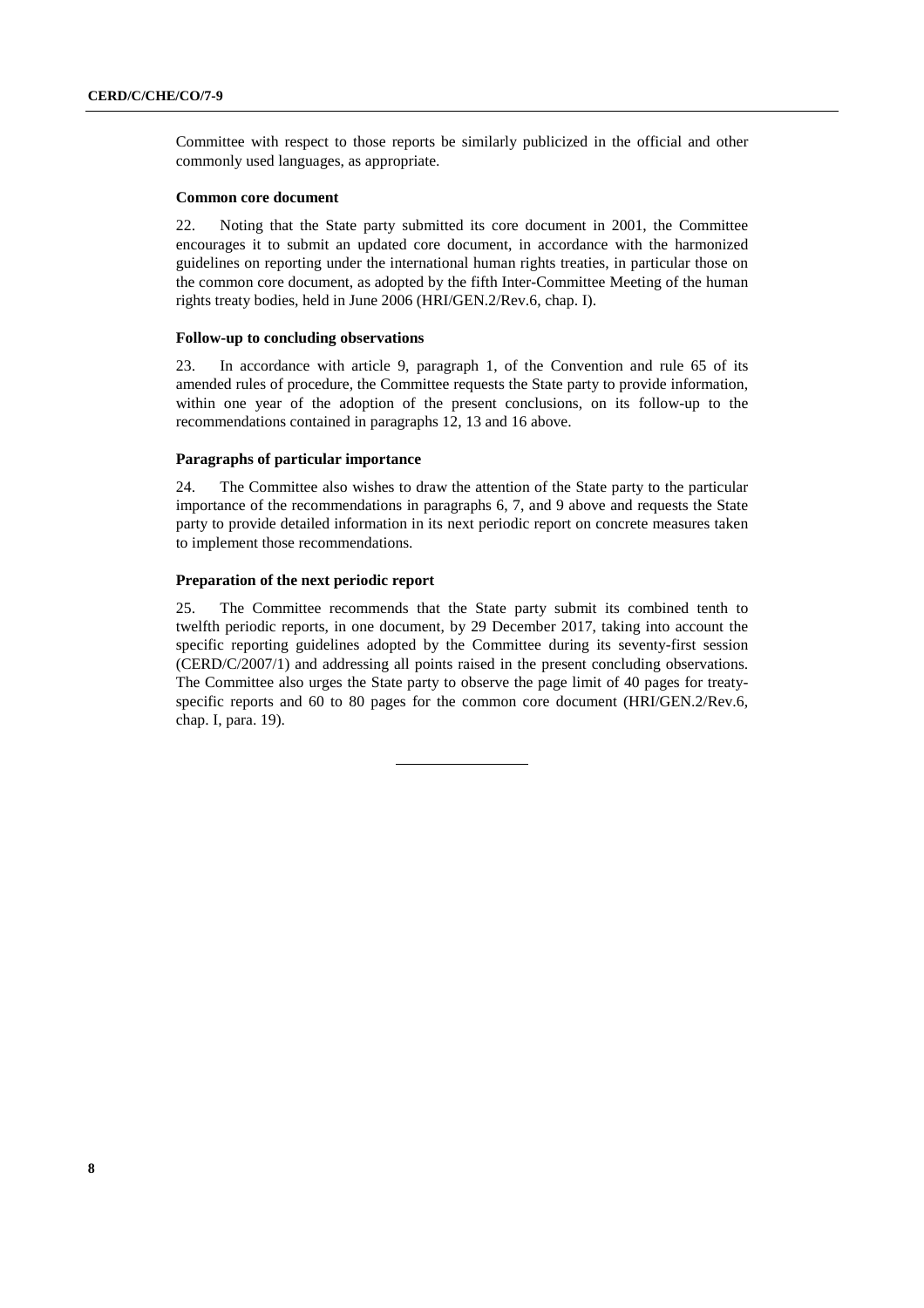Committee with respect to those reports be similarly publicized in the official and other commonly used languages, as appropriate.

### Common core document

22. Noting that the State party submitted its core document in 2001, the Committee encourages it to submit an updated core document, in accordance with the harmonized guidelines on reporting under the international human rights treaties, in particular those on the common core document, as adopted by the fifth Inter-Committee Meeting of the human rights treaty bodies, held in June 2006 (HRI/GEN.2/Rev.6, chap. I).

### Follow-up to concluding observations

23. In accordance with article 9, paragraph 1, of the Convention and rule 65 of its amended rules of procedure, the Committee requests the State party to provide information, within one year of the adoption of the present conclusions, on its follow-up to the recommendations contained in paragraphs 12, 13 and 16 above.

### Paragraphs of particular importance

24. The Committee also wishes to draw the attention of the State party to the particular importance of the recommendations in paragraphs 6, 7, and 9 above and requests the State party to provide detailed information in its next periodic report on concrete measures taken to implement those recommendations.

### Preparation of the next periodic report

25. The Committee recommends that the State party submit its combined tenth to twelfth periodic reports, in one document, by 29 December 2017, taking into account the specific reporting guidelines adopted by the Committee during its seventy-first session (CERD/C/2007/1) and addressing all points raised in the present concluding observations. The Committee also urges the State party to observe the page limit of 40 pages for treaty-specific reports and 60 to 80 pages for the common core document (HRI/GEN.2/Rev.6, chap. I, para. 19).